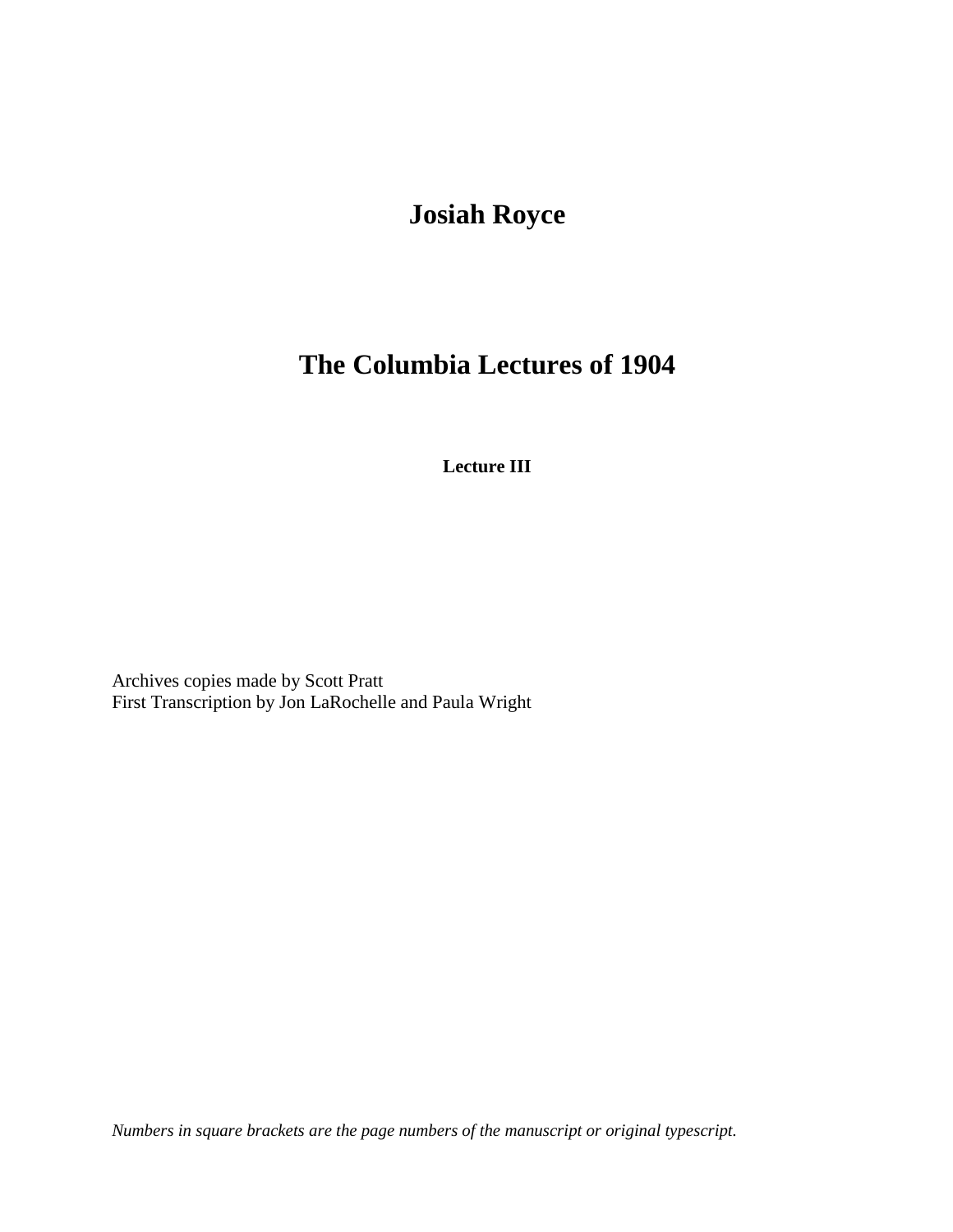# Josiah Royce

# The Columbia Lectures of 1904

### Lecture III

Archives copies made by Scott Pratt
First Transcription by Jon LaRochelle and Paula Wright

*Numbers in square brackets are the page numbers of the manuscript or original typescript.*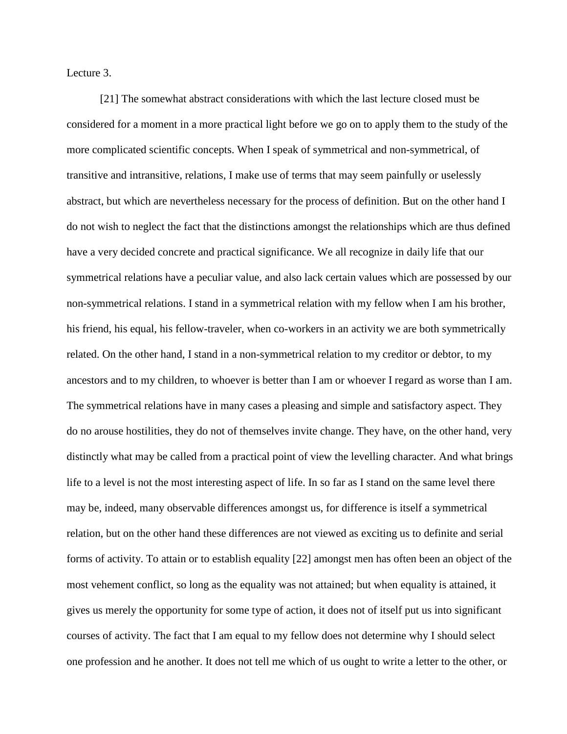Lecture 3.

[21] The somewhat abstract considerations with which the last lecture closed must be considered for a moment in a more practical light before we go on to apply them to the study of the more complicated scientific concepts. When I speak of symmetrical and non-symmetrical, of transitive and intransitive, relations, I make use of terms that may seem painfully or uselessly abstract, but which are nevertheless necessary for the process of definition. But on the other hand I do not wish to neglect the fact that the distinctions amongst the relationships which are thus defined have a very decided concrete and practical significance. We all recognize in daily life that our symmetrical relations have a peculiar value, and also lack certain values which are possessed by our non-symmetrical relations. I stand in a symmetrical relation with my fellow when I am his brother, his friend, his equal, his fellow-traveler, when co-workers in an activity we are both symmetrically related. On the other hand, I stand in a non-symmetrical relation to my creditor or debtor, to my ancestors and to my children, to whoever is better than I am or whoever I regard as worse than I am. The symmetrical relations have in many cases a pleasing and simple and satisfactory aspect. They do no arouse hostilities, they do not of themselves invite change. They have, on the other hand, very distinctly what may be called from a practical point of view the levelling character. And what brings life to a level is not the most interesting aspect of life. In so far as I stand on the same level there may be, indeed, many observable differences amongst us, for difference is itself a symmetrical relation, but on the other hand these differences are not viewed as exciting us to definite and serial forms of activity. To attain or to establish equality [22] amongst men has often been an object of the most vehement conflict, so long as the equality was not attained; but when equality is attained, it gives us merely the opportunity for some type of action, it does not of itself put us into significant courses of activity. The fact that I am equal to my fellow does not determine why I should select one profession and he another. It does not tell me which of us ought to write a letter to the other, or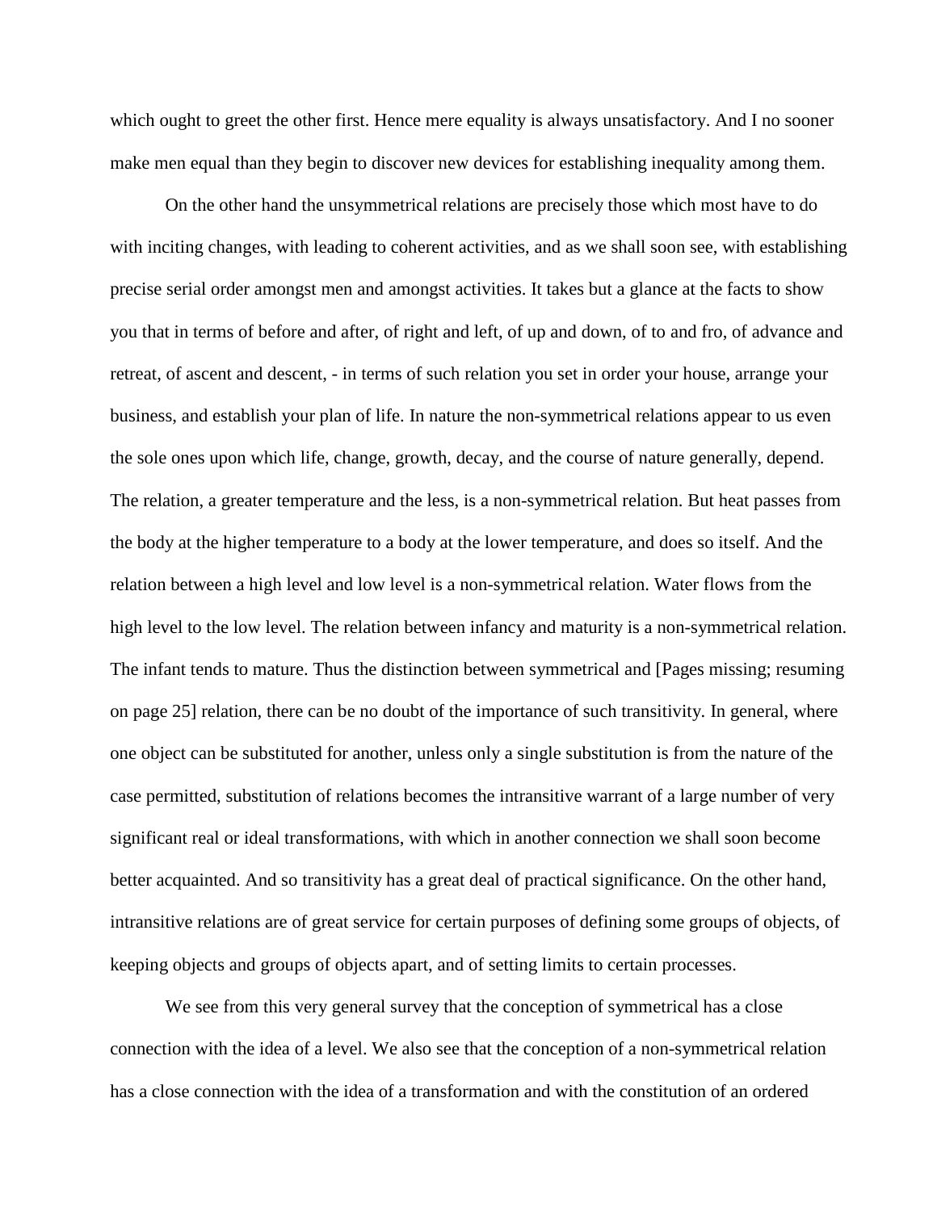which ought to greet the other first. Hence mere equality is always unsatisfactory. And I no sooner make men equal than they begin to discover new devices for establishing inequality among them.

On the other hand the unsymmetrical relations are precisely those which most have to do with inciting changes, with leading to coherent activities, and as we shall soon see, with establishing precise serial order amongst men and amongst activities. It takes but a glance at the facts to show you that in terms of before and after, of right and left, of up and down, of to and fro, of advance and retreat, of ascent and descent, - in terms of such relation you set in order your house, arrange your business, and establish your plan of life. In nature the non-symmetrical relations appear to us even the sole ones upon which life, change, growth, decay, and the course of nature generally, depend. The relation, a greater temperature and the less, is a non-symmetrical relation. But heat passes from the body at the higher temperature to a body at the lower temperature, and does so itself. And the relation between a high level and low level is a non-symmetrical relation. Water flows from the high level to the low level. The relation between infancy and maturity is a non-symmetrical relation. The infant tends to mature. Thus the distinction between symmetrical and [Pages missing; resuming on page 25] relation, there can be no doubt of the importance of such transitivity. In general, where one object can be substituted for another, unless only a single substitution is from the nature of the case permitted, substitution of relations becomes the intransitive warrant of a large number of very significant real or ideal transformations, with which in another connection we shall soon become better acquainted. And so transitivity has a great deal of practical significance. On the other hand, intransitive relations are of great service for certain purposes of defining some groups of objects, of keeping objects and groups of objects apart, and of setting limits to certain processes.

We see from this very general survey that the conception of symmetrical has a close connection with the idea of a level. We also see that the conception of a non-symmetrical relation has a close connection with the idea of a transformation and with the constitution of an ordered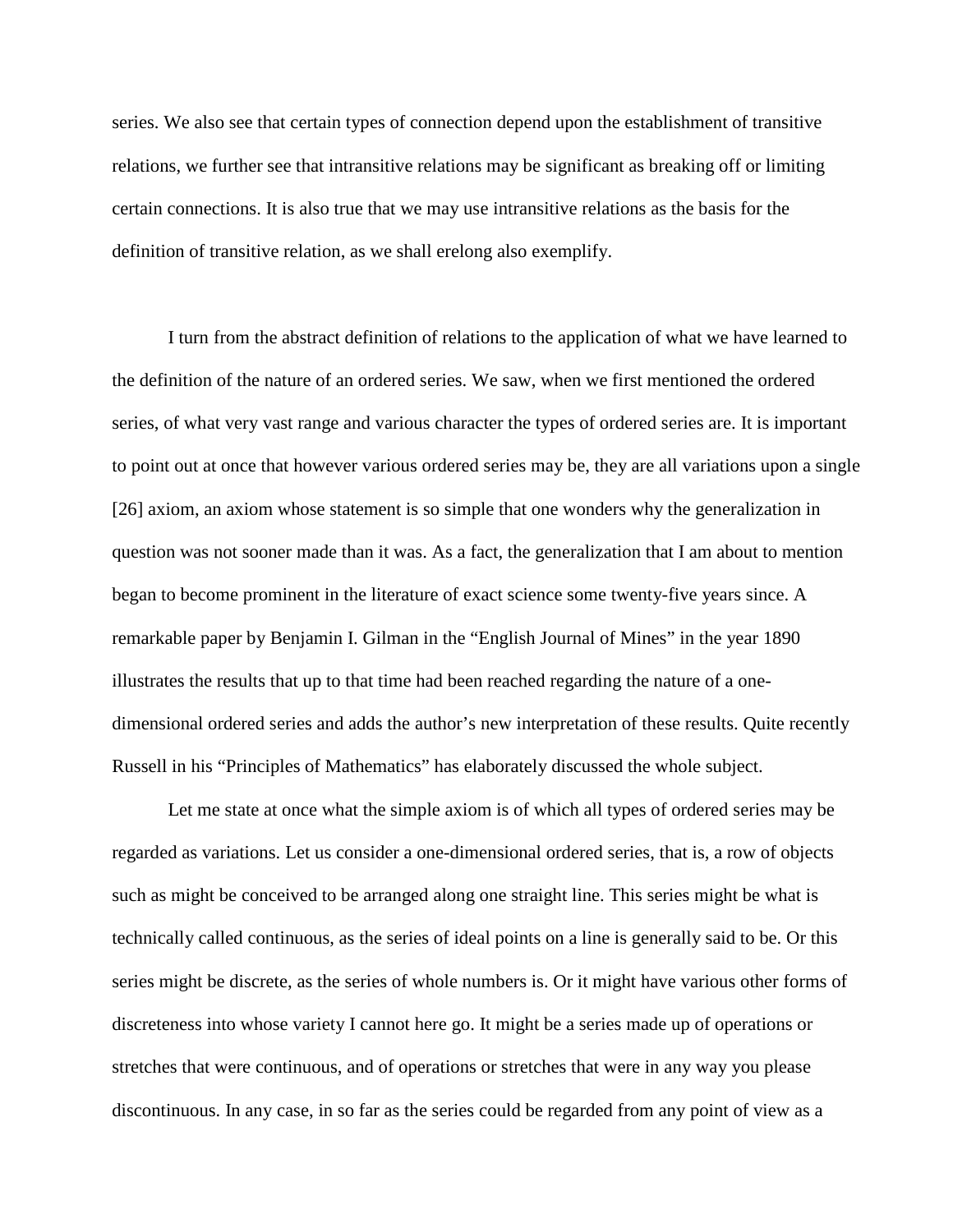series. We also see that certain types of connection depend upon the establishment of transitive relations, we further see that intransitive relations may be significant as breaking off or limiting certain connections. It is also true that we may use intransitive relations as the basis for the definition of transitive relation, as we shall erelong also exemplify.

I turn from the abstract definition of relations to the application of what we have learned to the definition of the nature of an ordered series. We saw, when we first mentioned the ordered series, of what very vast range and various character the types of ordered series are. It is important to point out at once that however various ordered series may be, they are all variations upon a single [26] axiom, an axiom whose statement is so simple that one wonders why the generalization in question was not sooner made than it was. As a fact, the generalization that I am about to mention began to become prominent in the literature of exact science some twenty-five years since. A remarkable paper by Benjamin I. Gilman in the "English Journal of Mines" in the year 1890 illustrates the results that up to that time had been reached regarding the nature of a one-dimensional ordered series and adds the author's new interpretation of these results. Quite recently Russell in his "Principles of Mathematics" has elaborately discussed the whole subject.

Let me state at once what the simple axiom is of which all types of ordered series may be regarded as variations. Let us consider a one-dimensional ordered series, that is, a row of objects such as might be conceived to be arranged along one straight line. This series might be what is technically called continuous, as the series of ideal points on a line is generally said to be. Or this series might be discrete, as the series of whole numbers is. Or it might have various other forms of discreteness into whose variety I cannot here go. It might be a series made up of operations or stretches that were continuous, and of operations or stretches that were in any way you please discontinuous. In any case, in so far as the series could be regarded from any point of view as a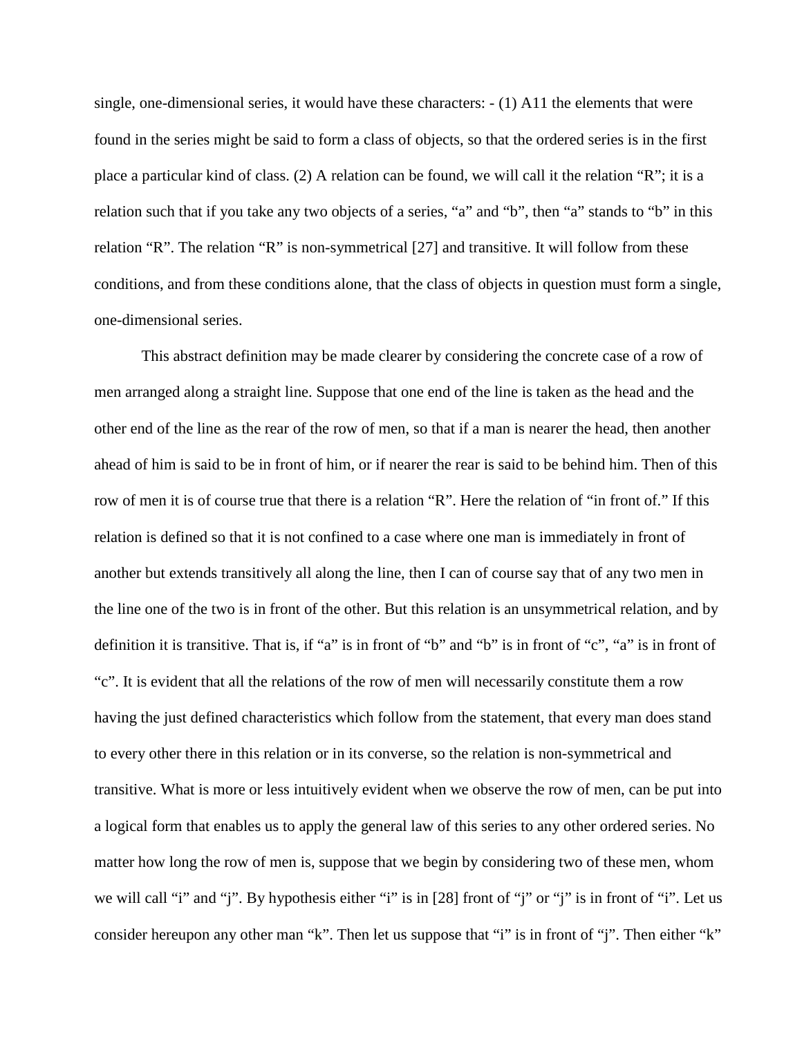single, one-dimensional series, it would have these characters: - (1) A11 the elements that were found in the series might be said to form a class of objects, so that the ordered series is in the first place a particular kind of class. (2) A relation can be found, we will call it the relation "R"; it is a relation such that if you take any two objects of a series, "a" and "b", then "a" stands to "b" in this relation "R". The relation "R" is non-symmetrical [27] and transitive. It will follow from these conditions, and from these conditions alone, that the class of objects in question must form a single, one-dimensional series.

This abstract definition may be made clearer by considering the concrete case of a row of men arranged along a straight line. Suppose that one end of the line is taken as the head and the other end of the line as the rear of the row of men, so that if a man is nearer the head, then another ahead of him is said to be in front of him, or if nearer the rear is said to be behind him. Then of this row of men it is of course true that there is a relation "R". Here the relation of "in front of." If this relation is defined so that it is not confined to a case where one man is immediately in front of another but extends transitively all along the line, then I can of course say that of any two men in the line one of the two is in front of the other. But this relation is an unsymmetrical relation, and by definition it is transitive. That is, if "a" is in front of "b" and "b" is in front of "c", "a" is in front of "c". It is evident that all the relations of the row of men will necessarily constitute them a row having the just defined characteristics which follow from the statement, that every man does stand to every other there in this relation or in its converse, so the relation is non-symmetrical and transitive. What is more or less intuitively evident when we observe the row of men, can be put into a logical form that enables us to apply the general law of this series to any other ordered series. No matter how long the row of men is, suppose that we begin by considering two of these men, whom we will call "i" and "j". By hypothesis either "i" is in [28] front of "j" or "j" is in front of "i". Let us consider hereupon any other man "k". Then let us suppose that "i" is in front of "j". Then either "k"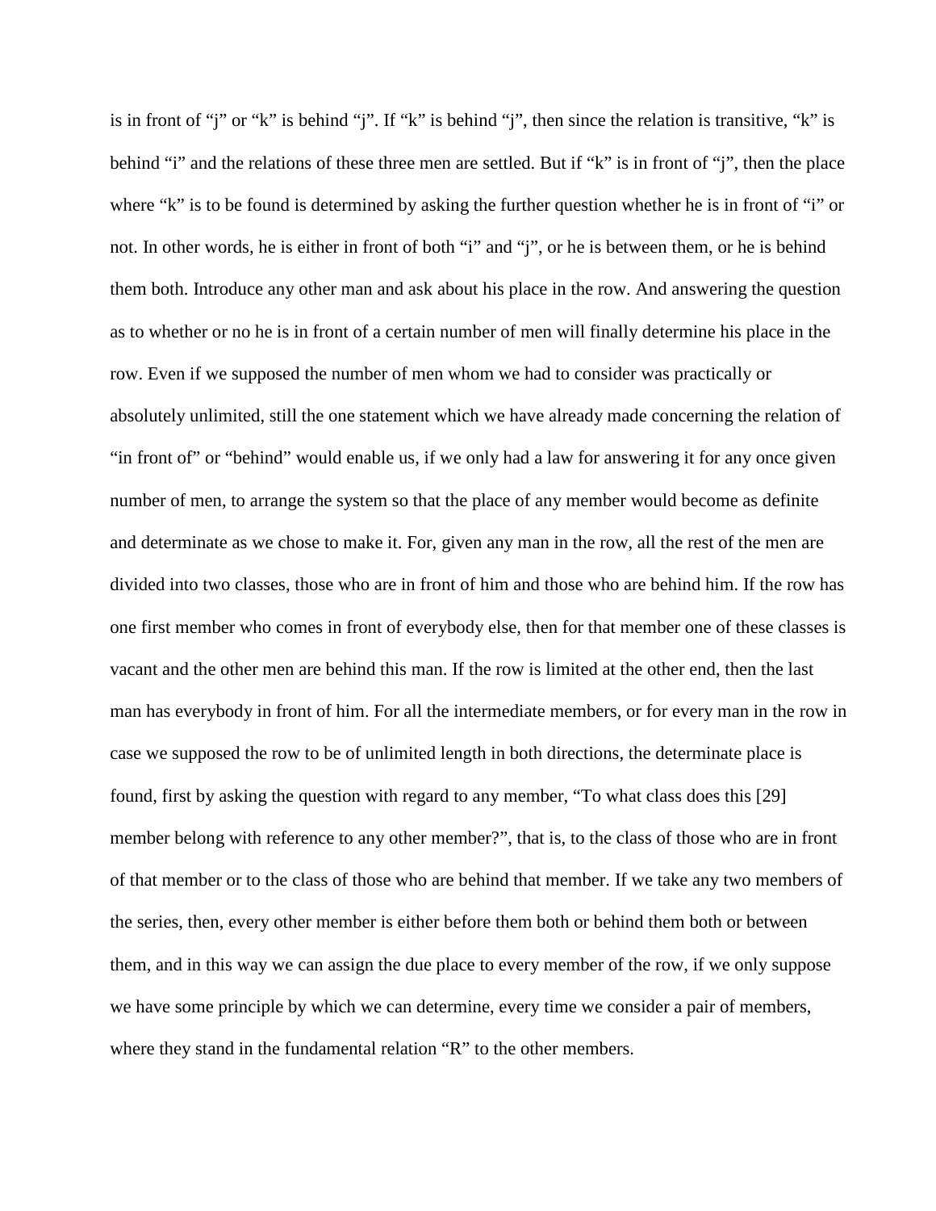is in front of “j” or “k” is behind “j”. If “k” is behind “j”, then since the relation is transitive, “k” is behind “i” and the relations of these three men are settled. But if “k” is in front of “j”, then the place where “k” is to be found is determined by asking the further question whether he is in front of “i” or not. In other words, he is either in front of both “i” and “j”, or he is between them, or he is behind them both. Introduce any other man and ask about his place in the row. And answering the question as to whether or no he is in front of a certain number of men will finally determine his place in the row. Even if we supposed the number of men whom we had to consider was practically or absolutely unlimited, still the one statement which we have already made concerning the relation of “in front of” or “behind” would enable us, if we only had a law for answering it for any once given number of men, to arrange the system so that the place of any member would become as definite and determinate as we chose to make it. For, given any man in the row, all the rest of the men are divided into two classes, those who are in front of him and those who are behind him. If the row has one first member who comes in front of everybody else, then for that member one of these classes is vacant and the other men are behind this man. If the row is limited at the other end, then the last man has everybody in front of him. For all the intermediate members, or for every man in the row in case we supposed the row to be of unlimited length in both directions, the determinate place is found, first by asking the question with regard to any member, “To what class does this [29] member belong with reference to any other member?”, that is, to the class of those who are in front of that member or to the class of those who are behind that member. If we take any two members of the series, then, every other member is either before them both or behind them both or between them, and in this way we can assign the due place to every member of the row, if we only suppose we have some principle by which we can determine, every time we consider a pair of members, where they stand in the fundamental relation “R” to the other members.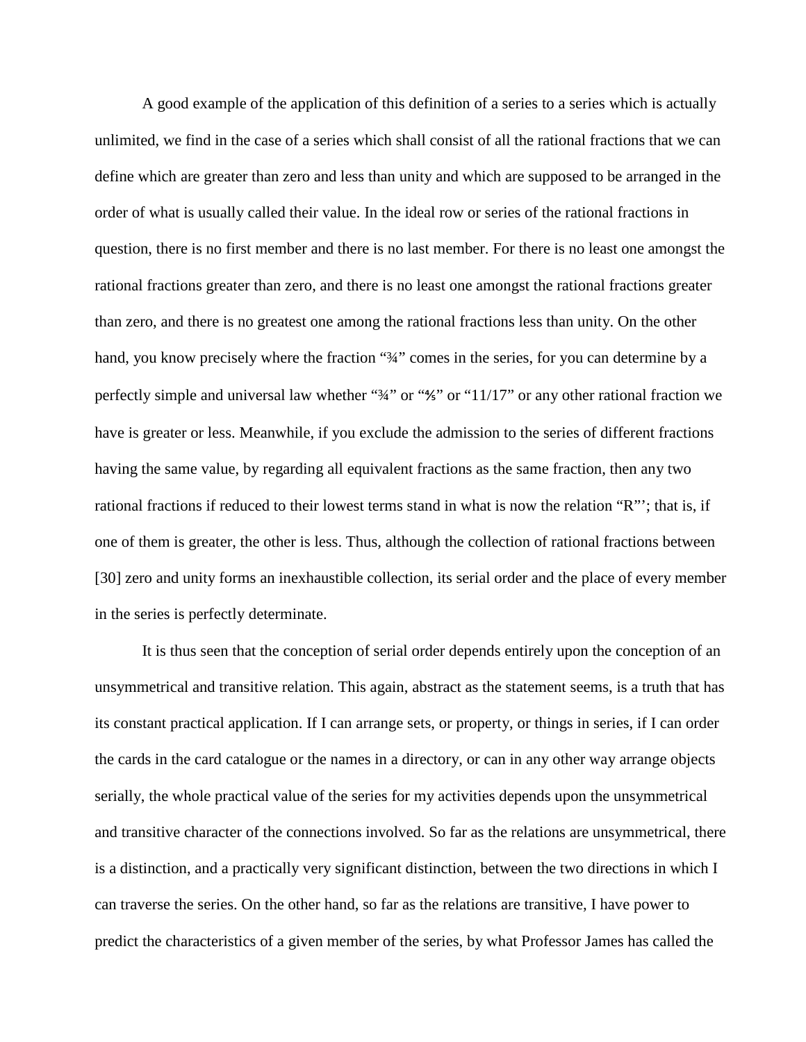A good example of the application of this definition of a series to a series which is actually unlimited, we find in the case of a series which shall consist of all the rational fractions that we can define which are greater than zero and less than unity and which are supposed to be arranged in the order of what is usually called their value. In the ideal row or series of the rational fractions in question, there is no first member and there is no last member. For there is no least one amongst the rational fractions greater than zero, and there is no least one amongst the rational fractions greater than zero, and there is no greatest one among the rational fractions less than unity. On the other hand, you know precisely where the fraction "¾" comes in the series, for you can determine by a perfectly simple and universal law whether "¾" or "⅘" or "11/17" or any other rational fraction we have is greater or less. Meanwhile, if you exclude the admission to the series of different fractions having the same value, by regarding all equivalent fractions as the same fraction, then any two rational fractions if reduced to their lowest terms stand in what is now the relation "R"'; that is, if one of them is greater, the other is less. Thus, although the collection of rational fractions between [30] zero and unity forms an inexhaustible collection, its serial order and the place of every member in the series is perfectly determinate.

It is thus seen that the conception of serial order depends entirely upon the conception of an unsymmetrical and transitive relation. This again, abstract as the statement seems, is a truth that has its constant practical application. If I can arrange sets, or property, or things in series, if I can order the cards in the card catalogue or the names in a directory, or can in any other way arrange objects serially, the whole practical value of the series for my activities depends upon the unsymmetrical and transitive character of the connections involved. So far as the relations are unsymmetrical, there is a distinction, and a practically very significant distinction, between the two directions in which I can traverse the series. On the other hand, so far as the relations are transitive, I have power to predict the characteristics of a given member of the series, by what Professor James has called the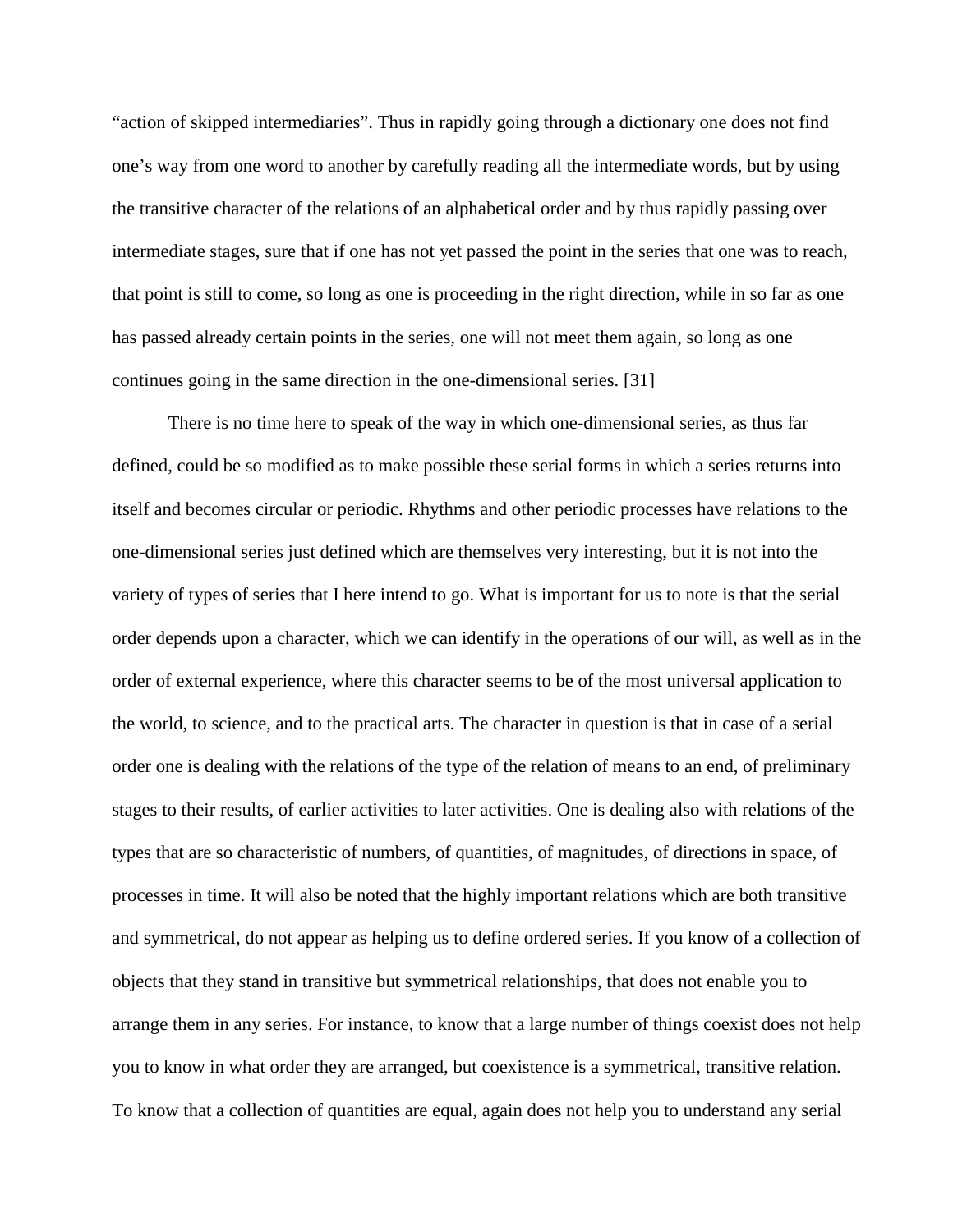"action of skipped intermediaries". Thus in rapidly going through a dictionary one does not find one's way from one word to another by carefully reading all the intermediate words, but by using the transitive character of the relations of an alphabetical order and by thus rapidly passing over intermediate stages, sure that if one has not yet passed the point in the series that one was to reach, that point is still to come, so long as one is proceeding in the right direction, while in so far as one has passed already certain points in the series, one will not meet them again, so long as one continues going in the same direction in the one-dimensional series. [31]

There is no time here to speak of the way in which one-dimensional series, as thus far defined, could be so modified as to make possible these serial forms in which a series returns into itself and becomes circular or periodic. Rhythms and other periodic processes have relations to the one-dimensional series just defined which are themselves very interesting, but it is not into the variety of types of series that I here intend to go. What is important for us to note is that the serial order depends upon a character, which we can identify in the operations of our will, as well as in the order of external experience, where this character seems to be of the most universal application to the world, to science, and to the practical arts. The character in question is that in case of a serial order one is dealing with the relations of the type of the relation of means to an end, of preliminary stages to their results, of earlier activities to later activities. One is dealing also with relations of the types that are so characteristic of numbers, of quantities, of magnitudes, of directions in space, of processes in time. It will also be noted that the highly important relations which are both transitive and symmetrical, do not appear as helping us to define ordered series. If you know of a collection of objects that they stand in transitive but symmetrical relationships, that does not enable you to arrange them in any series. For instance, to know that a large number of things coexist does not help you to know in what order they are arranged, but coexistence is a symmetrical, transitive relation. To know that a collection of quantities are equal, again does not help you to understand any serial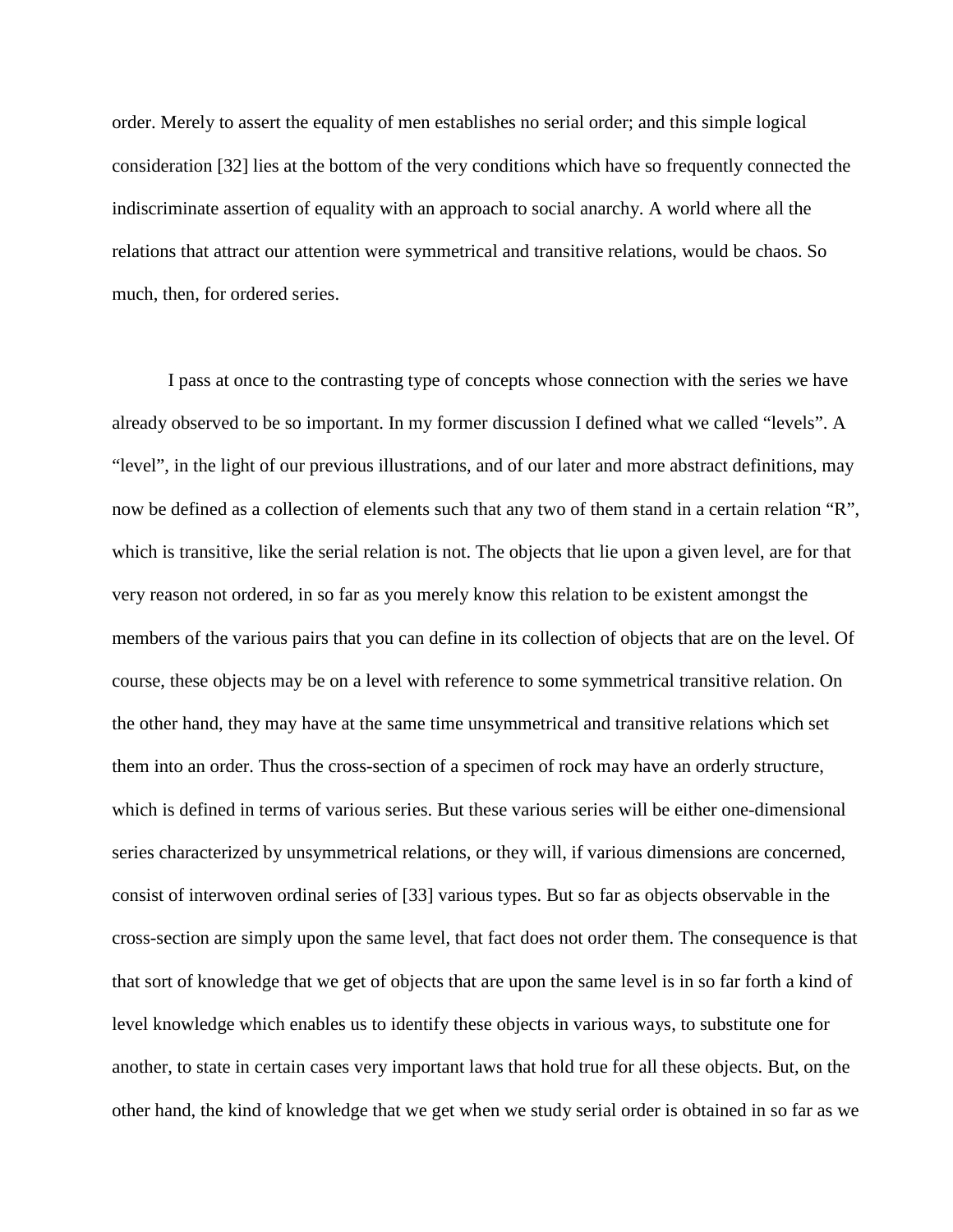order. Merely to assert the equality of men establishes no serial order; and this simple logical consideration [32] lies at the bottom of the very conditions which have so frequently connected the indiscriminate assertion of equality with an approach to social anarchy. A world where all the relations that attract our attention were symmetrical and transitive relations, would be chaos. So much, then, for ordered series.

I pass at once to the contrasting type of concepts whose connection with the series we have already observed to be so important. In my former discussion I defined what we called "levels". A "level", in the light of our previous illustrations, and of our later and more abstract definitions, may now be defined as a collection of elements such that any two of them stand in a certain relation "R", which is transitive, like the serial relation is not. The objects that lie upon a given level, are for that very reason not ordered, in so far as you merely know this relation to be existent amongst the members of the various pairs that you can define in its collection of objects that are on the level. Of course, these objects may be on a level with reference to some symmetrical transitive relation. On the other hand, they may have at the same time unsymmetrical and transitive relations which set them into an order. Thus the cross-section of a specimen of rock may have an orderly structure, which is defined in terms of various series. But these various series will be either one-dimensional series characterized by unsymmetrical relations, or they will, if various dimensions are concerned, consist of interwoven ordinal series of [33] various types. But so far as objects observable in the cross-section are simply upon the same level, that fact does not order them. The consequence is that that sort of knowledge that we get of objects that are upon the same level is in so far forth a kind of level knowledge which enables us to identify these objects in various ways, to substitute one for another, to state in certain cases very important laws that hold true for all these objects. But, on the other hand, the kind of knowledge that we get when we study serial order is obtained in so far as we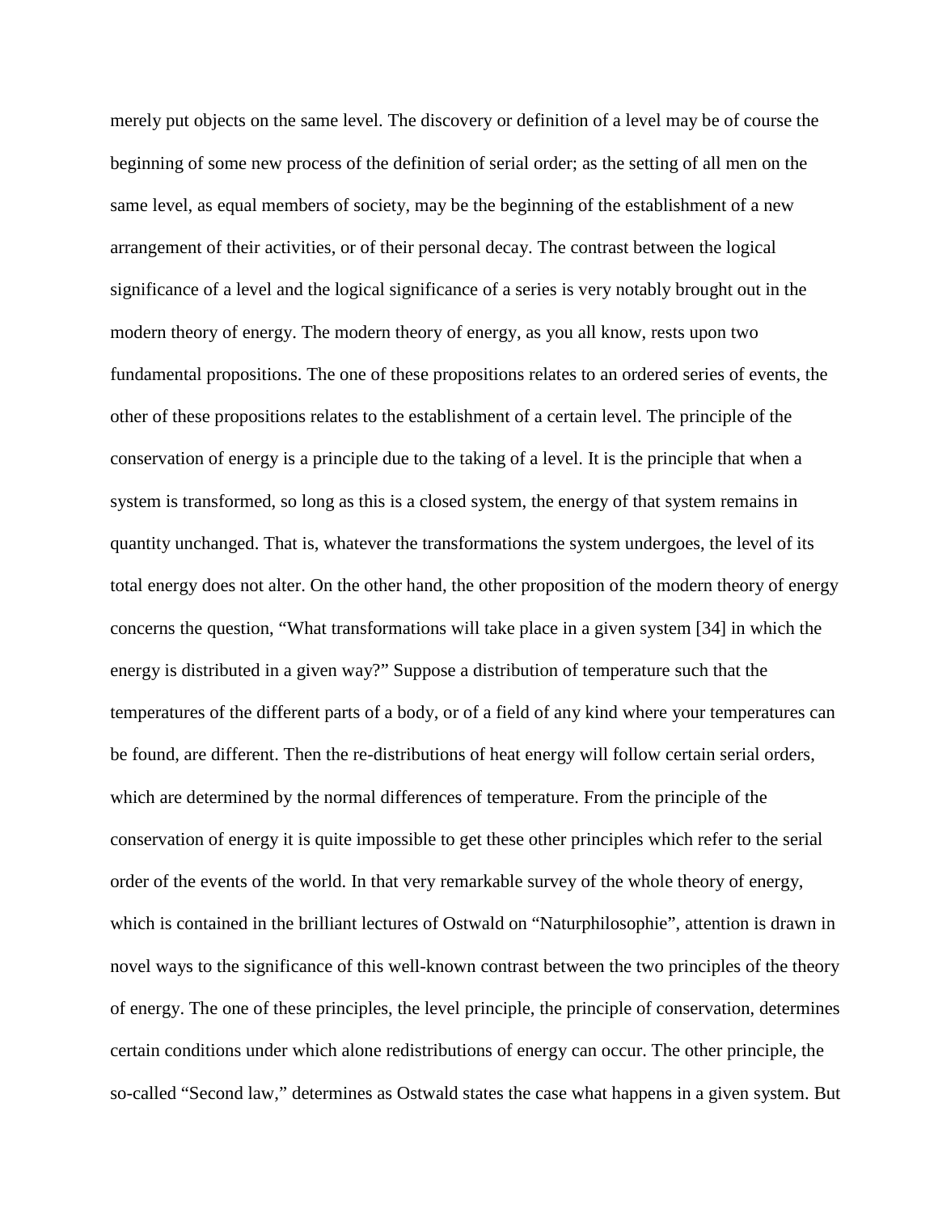merely put objects on the same level. The discovery or definition of a level may be of course the beginning of some new process of the definition of serial order; as the setting of all men on the same level, as equal members of society, may be the beginning of the establishment of a new arrangement of their activities, or of their personal decay. The contrast between the logical significance of a level and the logical significance of a series is very notably brought out in the modern theory of energy. The modern theory of energy, as you all know, rests upon two fundamental propositions. The one of these propositions relates to an ordered series of events, the other of these propositions relates to the establishment of a certain level. The principle of the conservation of energy is a principle due to the taking of a level. It is the principle that when a system is transformed, so long as this is a closed system, the energy of that system remains in quantity unchanged. That is, whatever the transformations the system undergoes, the level of its total energy does not alter. On the other hand, the other proposition of the modern theory of energy concerns the question, "What transformations will take place in a given system [34] in which the energy is distributed in a given way?" Suppose a distribution of temperature such that the temperatures of the different parts of a body, or of a field of any kind where your temperatures can be found, are different. Then the re-distributions of heat energy will follow certain serial orders, which are determined by the normal differences of temperature. From the principle of the conservation of energy it is quite impossible to get these other principles which refer to the serial order of the events of the world. In that very remarkable survey of the whole theory of energy, which is contained in the brilliant lectures of Ostwald on "Naturphilosophie", attention is drawn in novel ways to the significance of this well-known contrast between the two principles of the theory of energy. The one of these principles, the level principle, the principle of conservation, determines certain conditions under which alone redistributions of energy can occur. The other principle, the so-called "Second law," determines as Ostwald states the case what happens in a given system. But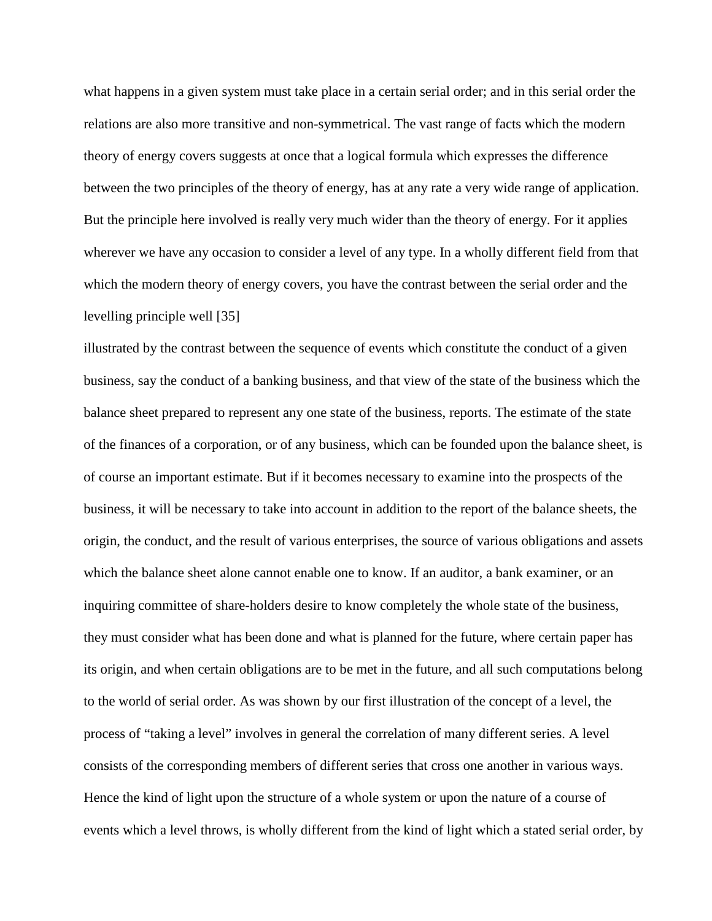what happens in a given system must take place in a certain serial order; and in this serial order the relations are also more transitive and non-symmetrical. The vast range of facts which the modern theory of energy covers suggests at once that a logical formula which expresses the difference between the two principles of the theory of energy, has at any rate a very wide range of application. But the principle here involved is really very much wider than the theory of energy. For it applies wherever we have any occasion to consider a level of any type. In a wholly different field from that which the modern theory of energy covers, you have the contrast between the serial order and the levelling principle well [35]
illustrated by the contrast between the sequence of events which constitute the conduct of a given business, say the conduct of a banking business, and that view of the state of the business which the balance sheet prepared to represent any one state of the business, reports. The estimate of the state of the finances of a corporation, or of any business, which can be founded upon the balance sheet, is of course an important estimate. But if it becomes necessary to examine into the prospects of the business, it will be necessary to take into account in addition to the report of the balance sheets, the origin, the conduct, and the result of various enterprises, the source of various obligations and assets which the balance sheet alone cannot enable one to know. If an auditor, a bank examiner, or an inquiring committee of share-holders desire to know completely the whole state of the business, they must consider what has been done and what is planned for the future, where certain paper has its origin, and when certain obligations are to be met in the future, and all such computations belong to the world of serial order. As was shown by our first illustration of the concept of a level, the process of "taking a level" involves in general the correlation of many different series. A level consists of the corresponding members of different series that cross one another in various ways. Hence the kind of light upon the structure of a whole system or upon the nature of a course of events which a level throws, is wholly different from the kind of light which a stated serial order, by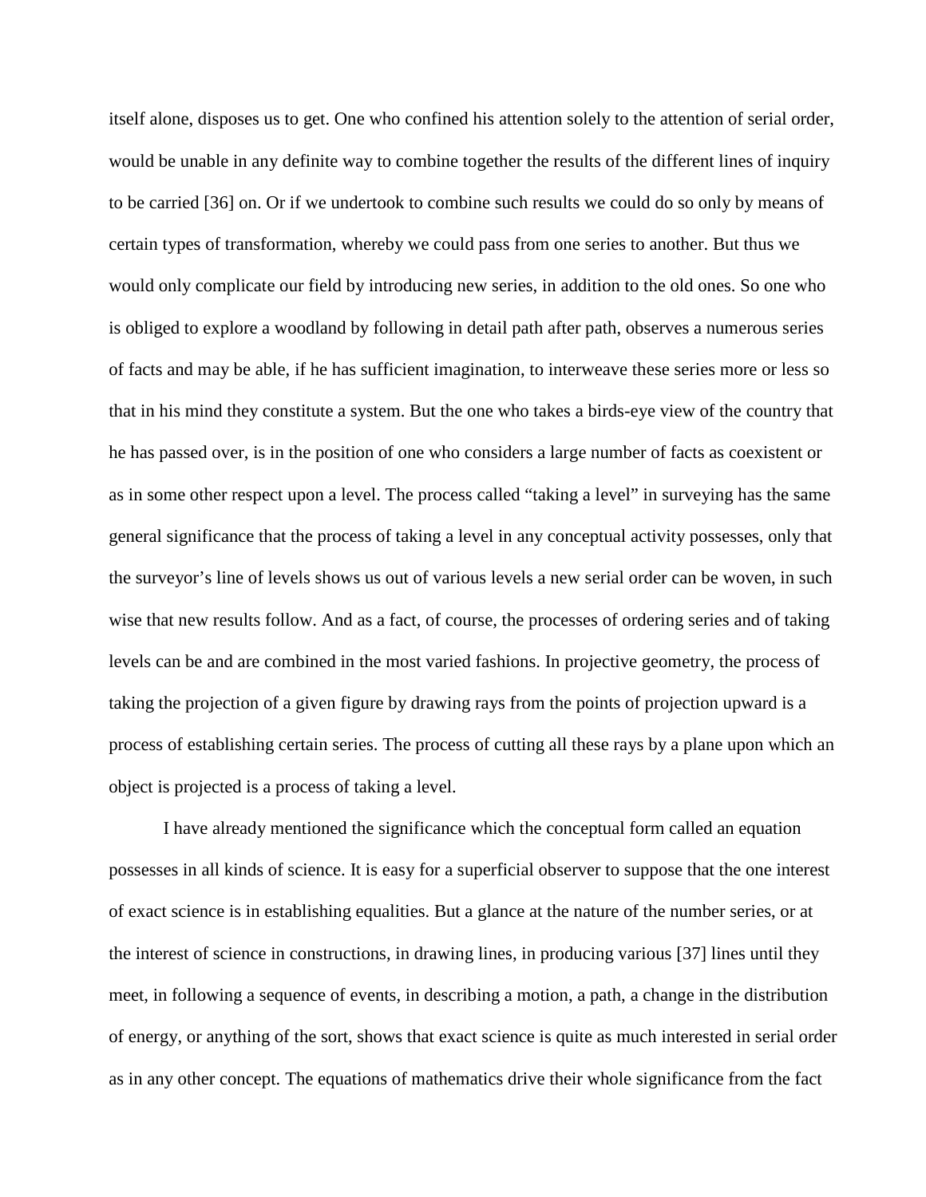itself alone, disposes us to get. One who confined his attention solely to the attention of serial order, would be unable in any definite way to combine together the results of the different lines of inquiry to be carried [36] on. Or if we undertook to combine such results we could do so only by means of certain types of transformation, whereby we could pass from one series to another. But thus we would only complicate our field by introducing new series, in addition to the old ones. So one who is obliged to explore a woodland by following in detail path after path, observes a numerous series of facts and may be able, if he has sufficient imagination, to interweave these series more or less so that in his mind they constitute a system. But the one who takes a birds-eye view of the country that he has passed over, is in the position of one who considers a large number of facts as coexistent or as in some other respect upon a level. The process called "taking a level" in surveying has the same general significance that the process of taking a level in any conceptual activity possesses, only that the surveyor's line of levels shows us out of various levels a new serial order can be woven, in such wise that new results follow. And as a fact, of course, the processes of ordering series and of taking levels can be and are combined in the most varied fashions. In projective geometry, the process of taking the projection of a given figure by drawing rays from the points of projection upward is a process of establishing certain series. The process of cutting all these rays by a plane upon which an object is projected is a process of taking a level.

I have already mentioned the significance which the conceptual form called an equation possesses in all kinds of science. It is easy for a superficial observer to suppose that the one interest of exact science is in establishing equalities. But a glance at the nature of the number series, or at the interest of science in constructions, in drawing lines, in producing various [37] lines until they meet, in following a sequence of events, in describing a motion, a path, a change in the distribution of energy, or anything of the sort, shows that exact science is quite as much interested in serial order as in any other concept. The equations of mathematics drive their whole significance from the fact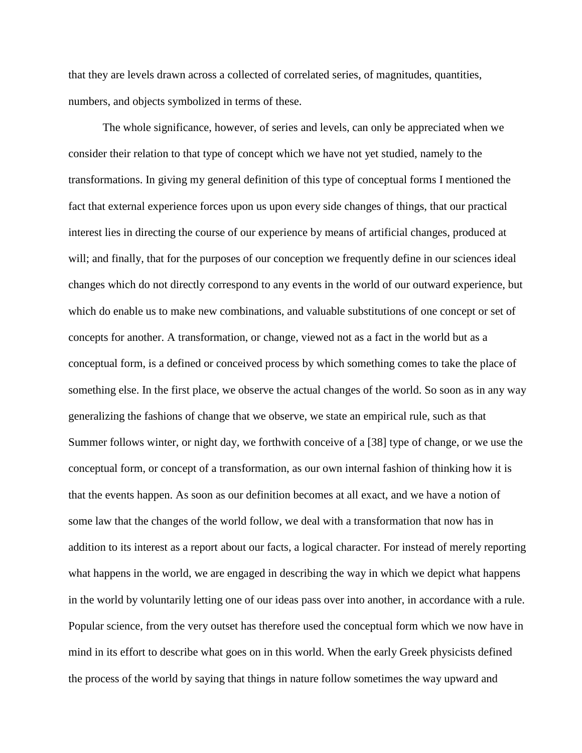that they are levels drawn across a collected of correlated series, of magnitudes, quantities, numbers, and objects symbolized in terms of these.

The whole significance, however, of series and levels, can only be appreciated when we consider their relation to that type of concept which we have not yet studied, namely to the transformations. In giving my general definition of this type of conceptual forms I mentioned the fact that external experience forces upon us upon every side changes of things, that our practical interest lies in directing the course of our experience by means of artificial changes, produced at will; and finally, that for the purposes of our conception we frequently define in our sciences ideal changes which do not directly correspond to any events in the world of our outward experience, but which do enable us to make new combinations, and valuable substitutions of one concept or set of concepts for another. A transformation, or change, viewed not as a fact in the world but as a conceptual form, is a defined or conceived process by which something comes to take the place of something else. In the first place, we observe the actual changes of the world. So soon as in any way generalizing the fashions of change that we observe, we state an empirical rule, such as that Summer follows winter, or night day, we forthwith conceive of a [38] type of change, or we use the conceptual form, or concept of a transformation, as our own internal fashion of thinking how it is that the events happen. As soon as our definition becomes at all exact, and we have a notion of some law that the changes of the world follow, we deal with a transformation that now has in addition to its interest as a report about our facts, a logical character. For instead of merely reporting what happens in the world, we are engaged in describing the way in which we depict what happens in the world by voluntarily letting one of our ideas pass over into another, in accordance with a rule. Popular science, from the very outset has therefore used the conceptual form which we now have in mind in its effort to describe what goes on in this world. When the early Greek physicists defined the process of the world by saying that things in nature follow sometimes the way upward and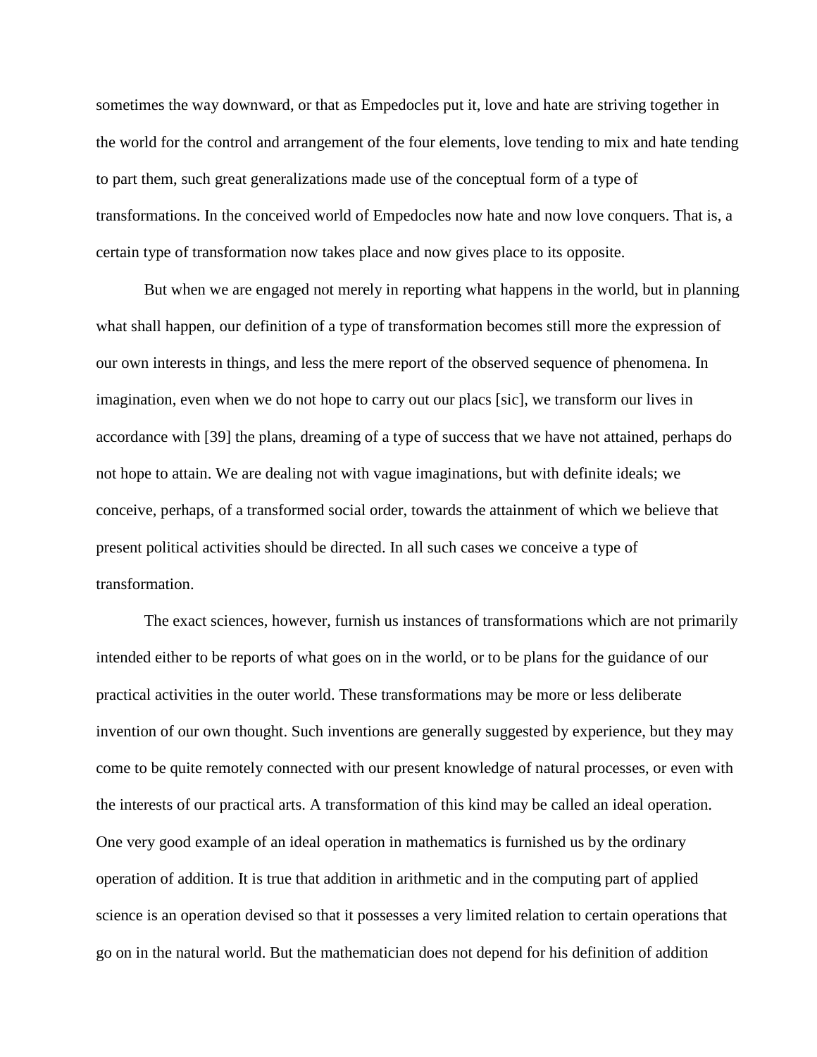sometimes the way downward, or that as Empedocles put it, love and hate are striving together in the world for the control and arrangement of the four elements, love tending to mix and hate tending to part them, such great generalizations made use of the conceptual form of a type of transformations. In the conceived world of Empedocles now hate and now love conquers. That is, a certain type of transformation now takes place and now gives place to its opposite.

But when we are engaged not merely in reporting what happens in the world, but in planning what shall happen, our definition of a type of transformation becomes still more the expression of our own interests in things, and less the mere report of the observed sequence of phenomena. In imagination, even when we do not hope to carry out our placs [sic], we transform our lives in accordance with [39] the plans, dreaming of a type of success that we have not attained, perhaps do not hope to attain. We are dealing not with vague imaginations, but with definite ideals; we conceive, perhaps, of a transformed social order, towards the attainment of which we believe that present political activities should be directed. In all such cases we conceive a type of transformation.

The exact sciences, however, furnish us instances of transformations which are not primarily intended either to be reports of what goes on in the world, or to be plans for the guidance of our practical activities in the outer world. These transformations may be more or less deliberate invention of our own thought. Such inventions are generally suggested by experience, but they may come to be quite remotely connected with our present knowledge of natural processes, or even with the interests of our practical arts. A transformation of this kind may be called an ideal operation. One very good example of an ideal operation in mathematics is furnished us by the ordinary operation of addition. It is true that addition in arithmetic and in the computing part of applied science is an operation devised so that it possesses a very limited relation to certain operations that go on in the natural world. But the mathematician does not depend for his definition of addition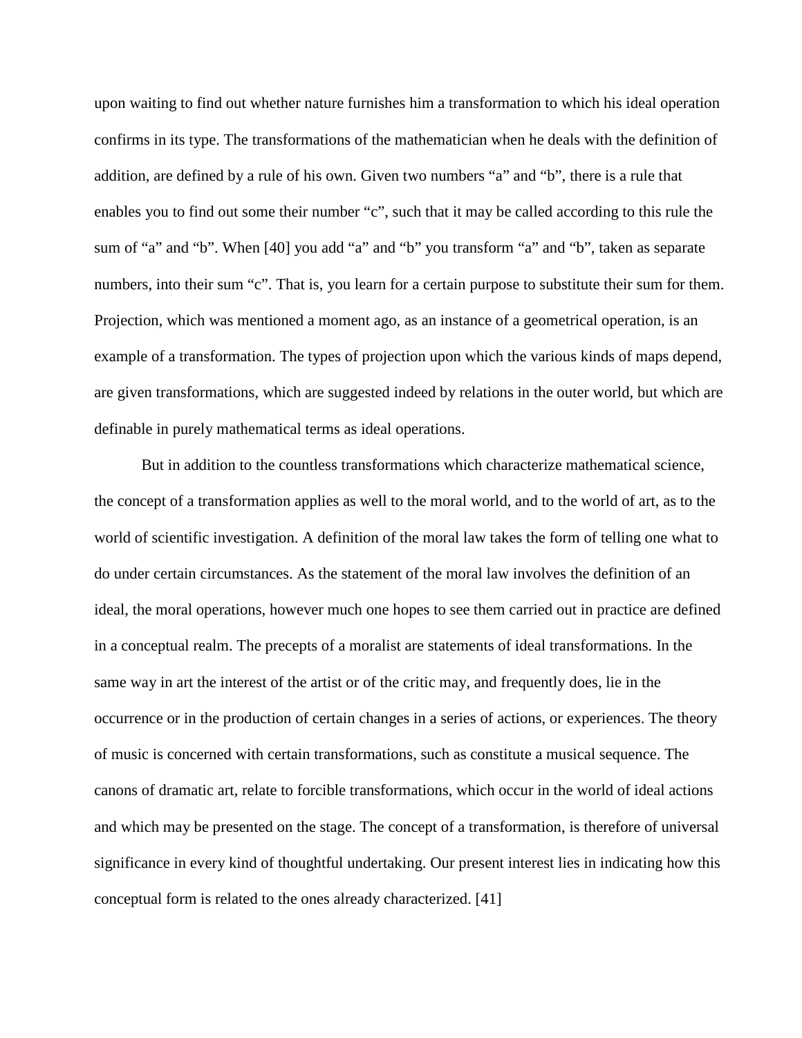upon waiting to find out whether nature furnishes him a transformation to which his ideal operation confirms in its type. The transformations of the mathematician when he deals with the definition of addition, are defined by a rule of his own. Given two numbers “a” and “b”, there is a rule that enables you to find out some their number “c”, such that it may be called according to this rule the sum of “a” and “b”. When [40] you add “a” and “b” you transform “a” and “b”, taken as separate numbers, into their sum “c”. That is, you learn for a certain purpose to substitute their sum for them. Projection, which was mentioned a moment ago, as an instance of a geometrical operation, is an example of a transformation. The types of projection upon which the various kinds of maps depend, are given transformations, which are suggested indeed by relations in the outer world, but which are definable in purely mathematical terms as ideal operations.

But in addition to the countless transformations which characterize mathematical science, the concept of a transformation applies as well to the moral world, and to the world of art, as to the world of scientific investigation. A definition of the moral law takes the form of telling one what to do under certain circumstances. As the statement of the moral law involves the definition of an ideal, the moral operations, however much one hopes to see them carried out in practice are defined in a conceptual realm. The precepts of a moralist are statements of ideal transformations. In the same way in art the interest of the artist or of the critic may, and frequently does, lie in the occurrence or in the production of certain changes in a series of actions, or experiences. The theory of music is concerned with certain transformations, such as constitute a musical sequence. The canons of dramatic art, relate to forcible transformations, which occur in the world of ideal actions and which may be presented on the stage. The concept of a transformation, is therefore of universal significance in every kind of thoughtful undertaking. Our present interest lies in indicating how this conceptual form is related to the ones already characterized. [41]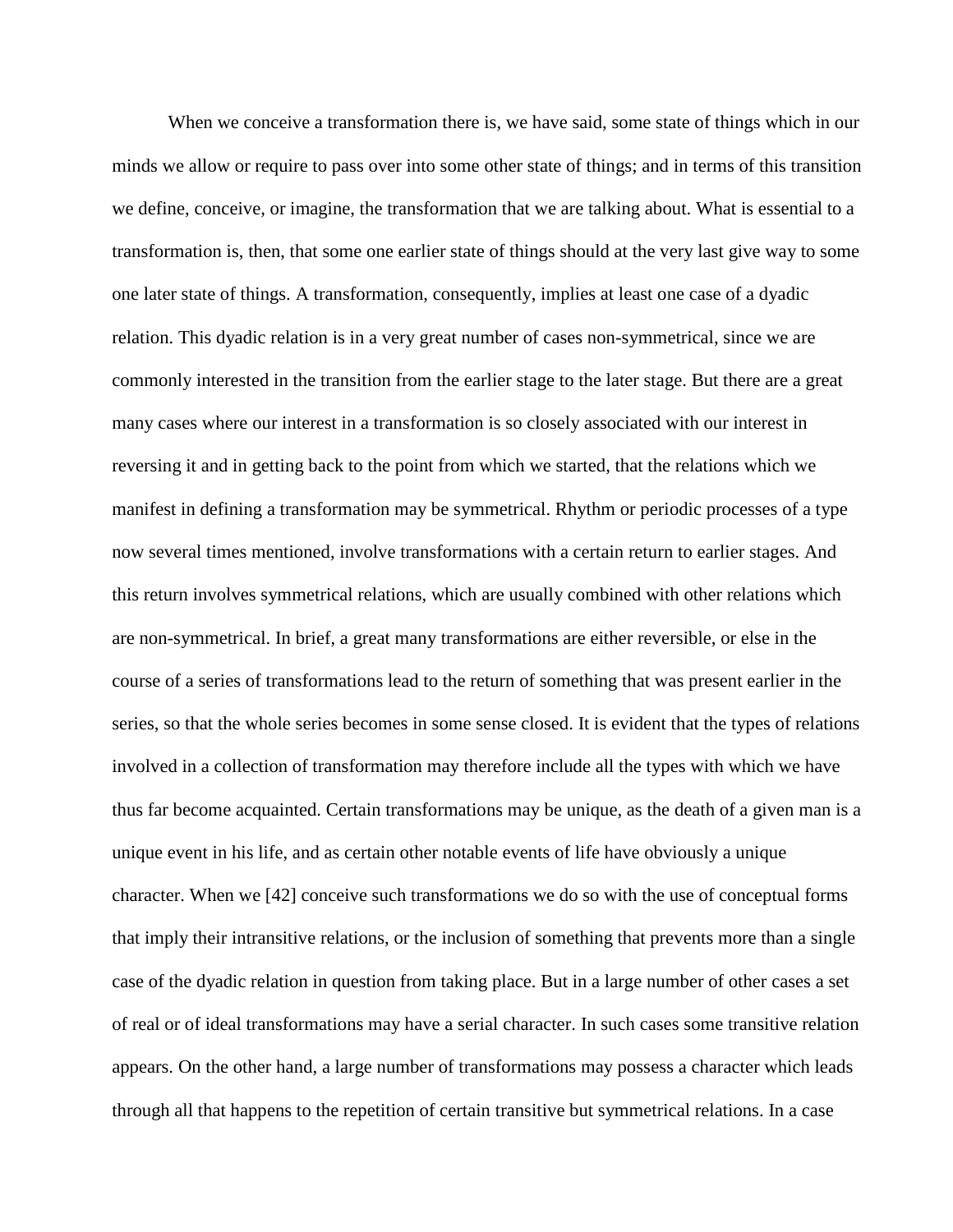When we conceive a transformation there is, we have said, some state of things which in our minds we allow or require to pass over into some other state of things; and in terms of this transition we define, conceive, or imagine, the transformation that we are talking about. What is essential to a transformation is, then, that some one earlier state of things should at the very last give way to some one later state of things. A transformation, consequently, implies at least one case of a dyadic relation. This dyadic relation is in a very great number of cases non-symmetrical, since we are commonly interested in the transition from the earlier stage to the later stage. But there are a great many cases where our interest in a transformation is so closely associated with our interest in reversing it and in getting back to the point from which we started, that the relations which we manifest in defining a transformation may be symmetrical. Rhythm or periodic processes of a type now several times mentioned, involve transformations with a certain return to earlier stages. And this return involves symmetrical relations, which are usually combined with other relations which are non-symmetrical. In brief, a great many transformations are either reversible, or else in the course of a series of transformations lead to the return of something that was present earlier in the series, so that the whole series becomes in some sense closed. It is evident that the types of relations involved in a collection of transformation may therefore include all the types with which we have thus far become acquainted. Certain transformations may be unique, as the death of a given man is a unique event in his life, and as certain other notable events of life have obviously a unique character. When we [42] conceive such transformations we do so with the use of conceptual forms that imply their intransitive relations, or the inclusion of something that prevents more than a single case of the dyadic relation in question from taking place. But in a large number of other cases a set of real or of ideal transformations may have a serial character. In such cases some transitive relation appears. On the other hand, a large number of transformations may possess a character which leads through all that happens to the repetition of certain transitive but symmetrical relations. In a case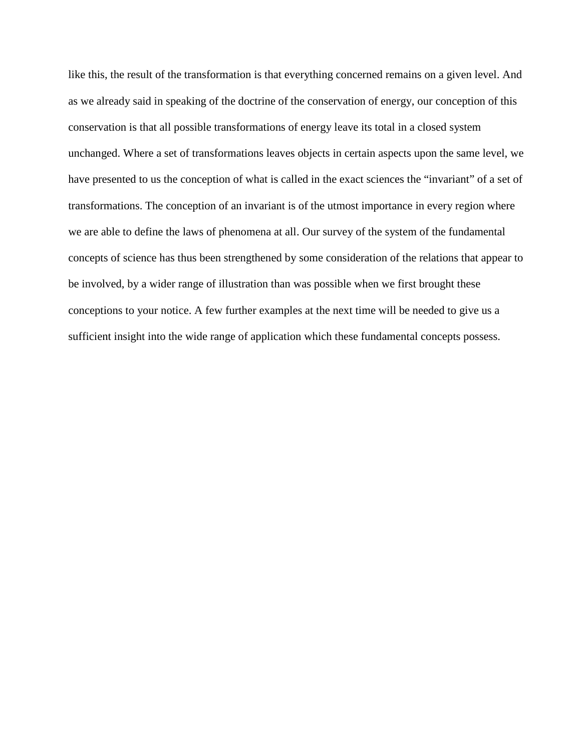like this, the result of the transformation is that everything concerned remains on a given level. And as we already said in speaking of the doctrine of the conservation of energy, our conception of this conservation is that all possible transformations of energy leave its total in a closed system unchanged. Where a set of transformations leaves objects in certain aspects upon the same level, we have presented to us the conception of what is called in the exact sciences the "invariant" of a set of transformations. The conception of an invariant is of the utmost importance in every region where we are able to define the laws of phenomena at all. Our survey of the system of the fundamental concepts of science has thus been strengthened by some consideration of the relations that appear to be involved, by a wider range of illustration than was possible when we first brought these conceptions to your notice. A few further examples at the next time will be needed to give us a sufficient insight into the wide range of application which these fundamental concepts possess.